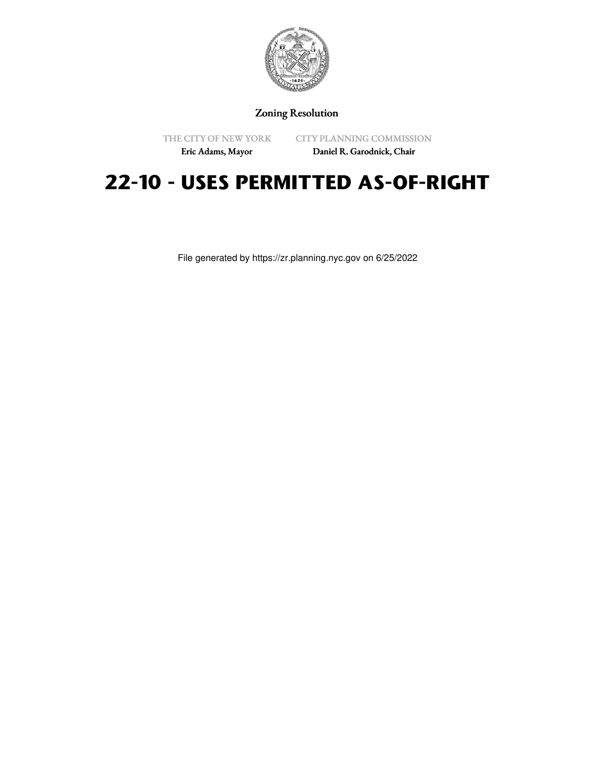Zoning Resolution

THE CITY OF NEW YORK
Eric Adams, Mayor

CITY PLANNING COMMISSION
Daniel R. Garodnick, Chair

# 22-10 - USES PERMITTED AS-OF-RIGHT

File generated by https://zr.planning.nyc.gov on 6/25/2022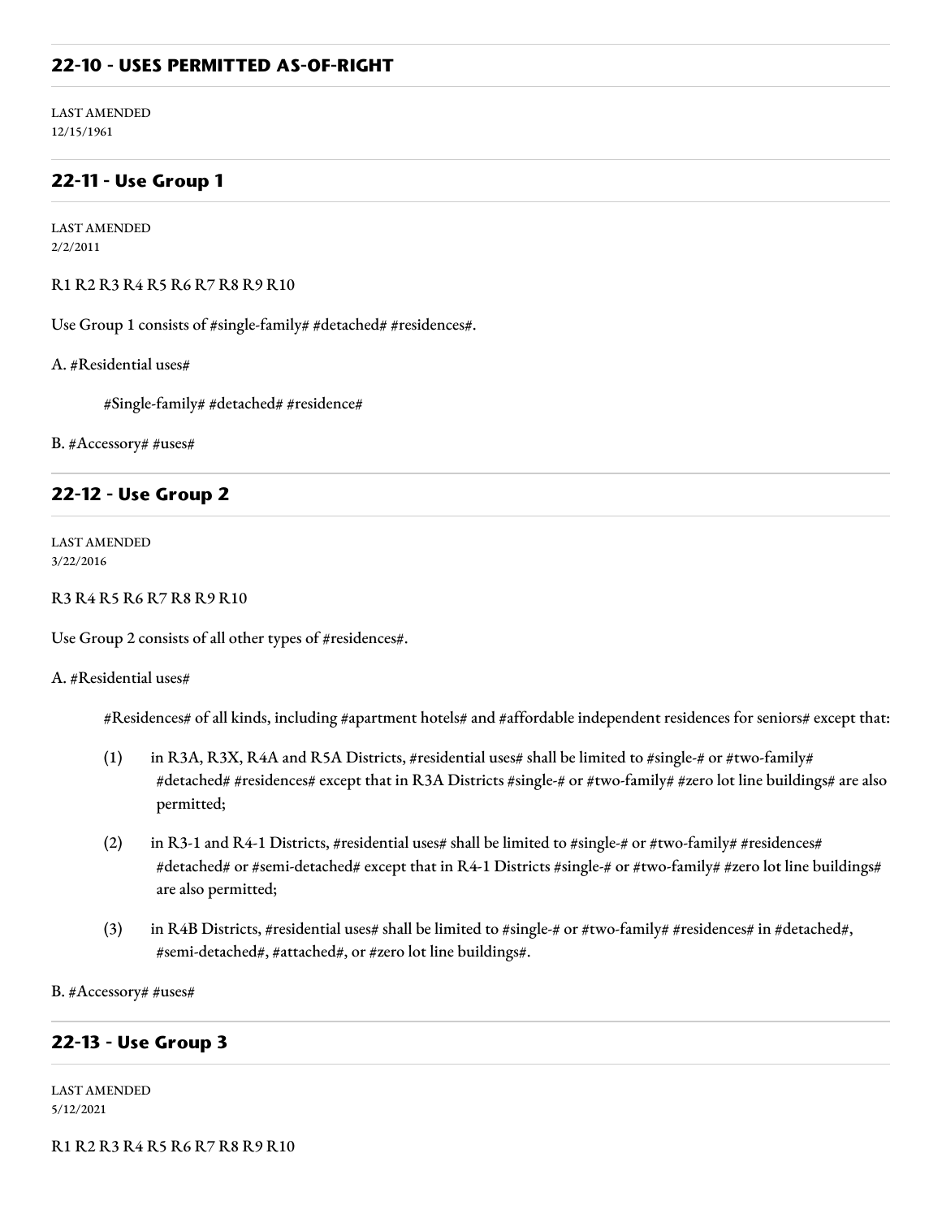## 22-10 - USES PERMITTED AS-OF-RIGHT

LAST AMENDED
12/15/1961

## 22-11 - Use Group 1

LAST AMENDED
2/2/2011

R1 R2 R3 R4 R5 R6 R7 R8 R9 R10

Use Group 1 consists of #single-family# #detached# #residences#.

A. #Residential uses#

#Single-family# #detached# #residence#

B. #Accessory# #uses#

## 22-12 - Use Group 2

LAST AMENDED
3/22/2016

R3 R4 R5 R6 R7 R8 R9 R10

Use Group 2 consists of all other types of #residences#.

A. #Residential uses#

#Residences# of all kinds, including #apartment hotels# and #affordable independent residences for seniors# except that:

(1) in R3A, R3X, R4A and R5A Districts, #residential uses# shall be limited to #single-# or #two-family# #detached# #residences# except that in R3A Districts #single-# or #two-family# #zero lot line buildings# are also permitted;

(2) in R3-1 and R4-1 Districts, #residential uses# shall be limited to #single-# or #two-family# #residences# #detached# or #semi-detached# except that in R4-1 Districts #single-# or #two-family# #zero lot line buildings# are also permitted;

(3) in R4B Districts, #residential uses# shall be limited to #single-# or #two-family# #residences# in #detached#, #semi-detached#, #attached#, or #zero lot line buildings#.

B. #Accessory# #uses#

## 22-13 - Use Group 3

LAST AMENDED
5/12/2021

R1 R2 R3 R4 R5 R6 R7 R8 R9 R10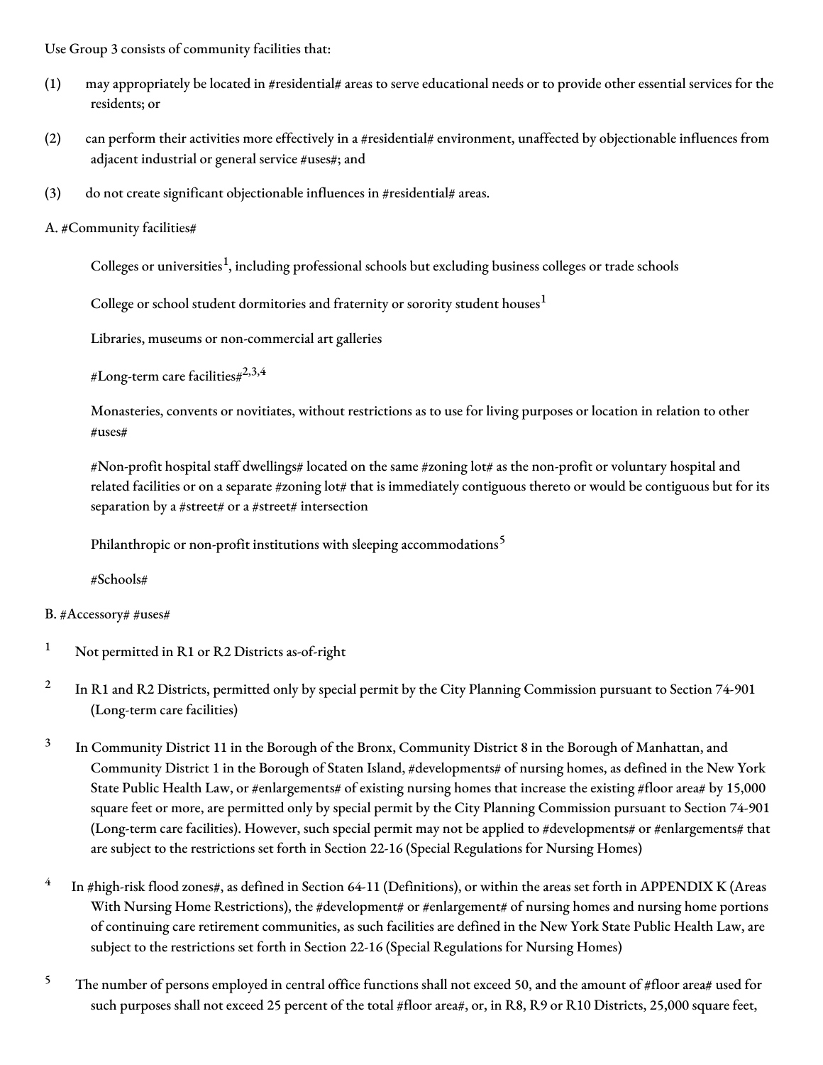Use Group 3 consists of community facilities that:

(1) may appropriately be located in #residential# areas to serve educational needs or to provide other essential services for the residents; or

(2) can perform their activities more effectively in a #residential# environment, unaffected by objectionable influences from adjacent industrial or general service #uses#; and

(3) do not create significant objectionable influences in #residential# areas.

A. #Community facilities#

Colleges or universities[1], including professional schools but excluding business colleges or trade schools

College or school student dormitories and fraternity or sorority student houses[1]

Libraries, museums or non-commercial art galleries

#Long-term care facilities#[2,3,4]

Monasteries, convents or novitiates, without restrictions as to use for living purposes or location in relation to other #uses#

#Non-profit hospital staff dwellings# located on the same #zoning lot# as the non-profit or voluntary hospital and related facilities or on a separate #zoning lot# that is immediately contiguous thereto or would be contiguous but for its separation by a #street# or a #street# intersection

Philanthropic or non-profit institutions with sleeping accommodations[5]

#Schools#

B. #Accessory# #uses#

[1] Not permitted in R1 or R2 Districts as-of-right

[2] In R1 and R2 Districts, permitted only by special permit by the City Planning Commission pursuant to Section 74-901 (Long-term care facilities)

[3] In Community District 11 in the Borough of the Bronx, Community District 8 in the Borough of Manhattan, and Community District 1 in the Borough of Staten Island, #developments# of nursing homes, as defined in the New York State Public Health Law, or #enlargements# of existing nursing homes that increase the existing #floor area# by 15,000 square feet or more, are permitted only by special permit by the City Planning Commission pursuant to Section 74-901 (Long-term care facilities). However, such special permit may not be applied to #developments# or #enlargements# that are subject to the restrictions set forth in Section 22-16 (Special Regulations for Nursing Homes)

[4] In #high-risk flood zones#, as defined in Section 64-11 (Definitions), or within the areas set forth in APPENDIX K (Areas With Nursing Home Restrictions), the #development# or #enlargement# of nursing homes and nursing home portions of continuing care retirement communities, as such facilities are defined in the New York State Public Health Law, are subject to the restrictions set forth in Section 22-16 (Special Regulations for Nursing Homes)

[5] The number of persons employed in central office functions shall not exceed 50, and the amount of #floor area# used for such purposes shall not exceed 25 percent of the total #floor area#, or, in R8, R9 or R10 Districts, 25,000 square feet,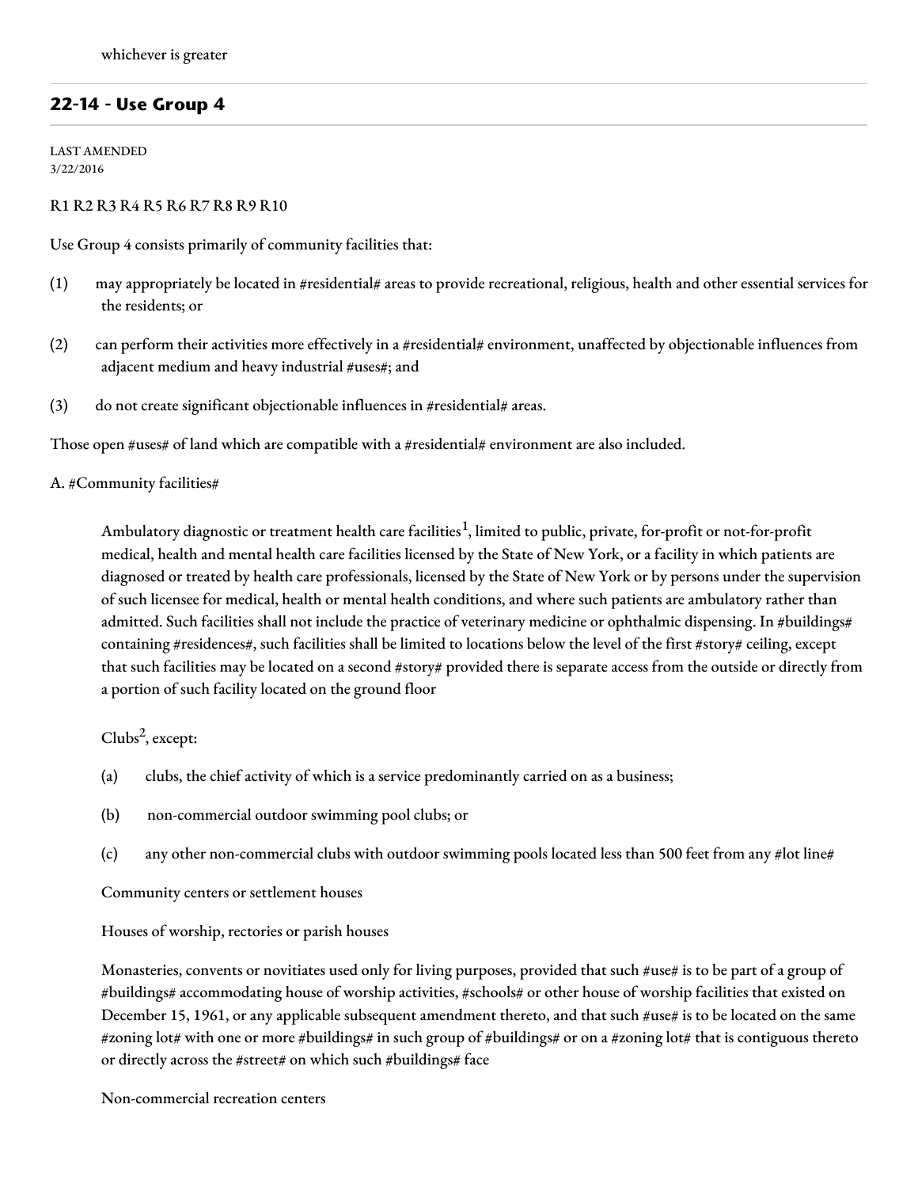whichever is greater

## 22-14 - Use Group 4

LAST AMENDED
3/22/2016

R1 R2 R3 R4 R5 R6 R7 R8 R9 R10

Use Group 4 consists primarily of community facilities that:

(1) may appropriately be located in #residential# areas to provide recreational, religious, health and other essential services for the residents; or

(2) can perform their activities more effectively in a #residential# environment, unaffected by objectionable influences from adjacent medium and heavy industrial #uses#; and

(3) do not create significant objectionable influences in #residential# areas.

Those open #uses# of land which are compatible with a #residential# environment are also included.

A. #Community facilities#

> Ambulatory diagnostic or treatment health care facilities[1], limited to public, private, for-profit or not-for-profit medical, health and mental health care facilities licensed by the State of New York, or a facility in which patients are diagnosed or treated by health care professionals, licensed by the State of New York or by persons under the supervision of such licensee for medical, health or mental health conditions, and where such patients are ambulatory rather than admitted. Such facilities shall not include the practice of veterinary medicine or ophthalmic dispensing. In #buildings# containing #residences#, such facilities shall be limited to locations below the level of the first #story# ceiling, except that such facilities may be located on a second #story# provided there is separate access from the outside or directly from a portion of such facility located on the ground floor
>
> Clubs[2], except:
>
> (a) clubs, the chief activity of which is a service predominantly carried on as a business;
>
> (b) non-commercial outdoor swimming pool clubs; or
>
> (c) any other non-commercial clubs with outdoor swimming pools located less than 500 feet from any #lot line#
>
> Community centers or settlement houses
>
> Houses of worship, rectories or parish houses
>
> Monasteries, convents or novitiates used only for living purposes, provided that such #use# is to be part of a group of #buildings# accommodating house of worship activities, #schools# or other house of worship facilities that existed on December 15, 1961, or any applicable subsequent amendment thereto, and that such #use# is to be located on the same #zoning lot# with one or more #buildings# in such group of #buildings# or on a #zoning lot# that is contiguous thereto or directly across the #street# on which such #buildings# face
>
> Non-commercial recreation centers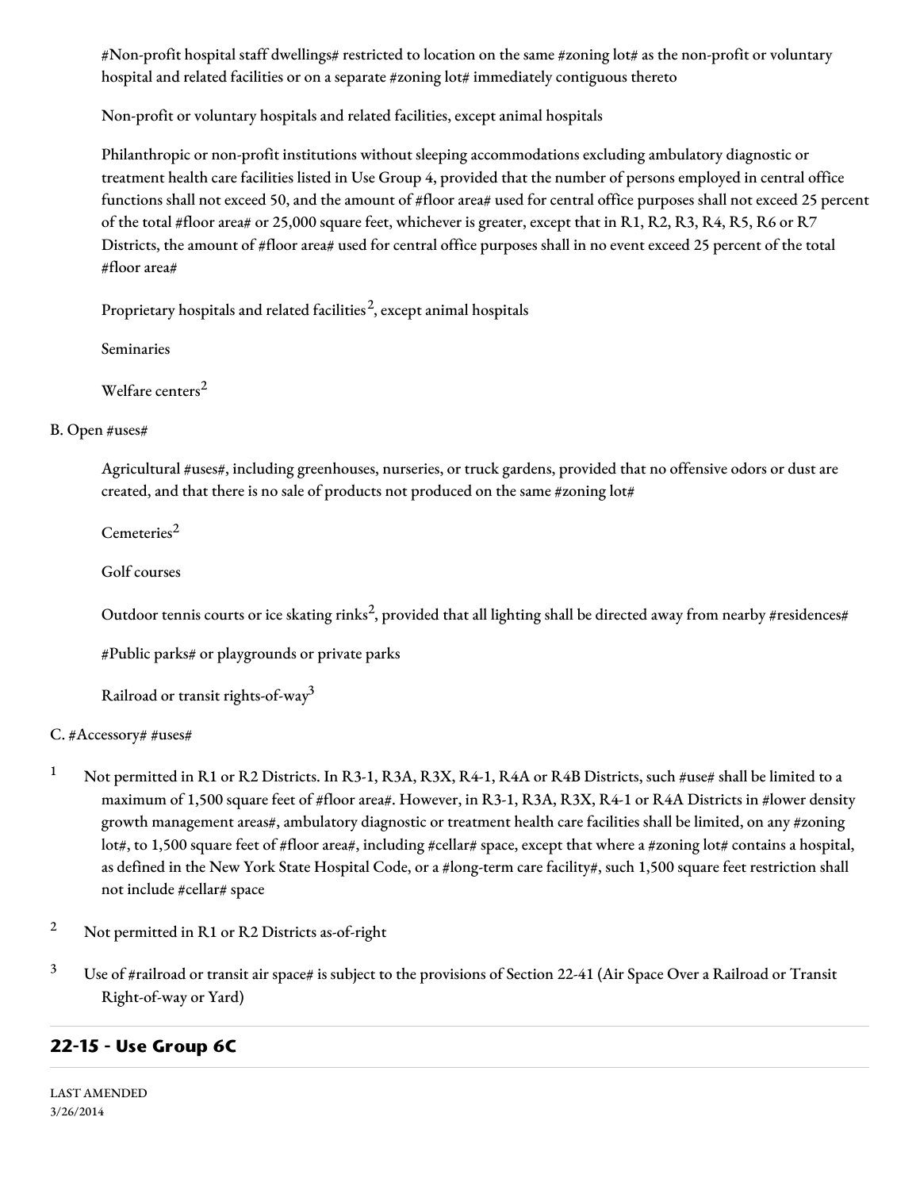#Non-profit hospital staff dwellings# restricted to location on the same #zoning lot# as the non-profit or voluntary hospital and related facilities or on a separate #zoning lot# immediately contiguous thereto

Non-profit or voluntary hospitals and related facilities, except animal hospitals

Philanthropic or non-profit institutions without sleeping accommodations excluding ambulatory diagnostic or treatment health care facilities listed in Use Group 4, provided that the number of persons employed in central office functions shall not exceed 50, and the amount of #floor area# used for central office purposes shall not exceed 25 percent of the total #floor area# or 25,000 square feet, whichever is greater, except that in R1, R2, R3, R4, R5, R6 or R7 Districts, the amount of #floor area# used for central office purposes shall in no event exceed 25 percent of the total #floor area#

Proprietary hospitals and related facilities[2], except animal hospitals

Seminaries

Welfare centers[2]

B. Open #uses#

Agricultural #uses#, including greenhouses, nurseries, or truck gardens, provided that no offensive odors or dust are created, and that there is no sale of products not produced on the same #zoning lot#

Cemeteries[2]

Golf courses

Outdoor tennis courts or ice skating rinks[2], provided that all lighting shall be directed away from nearby #residences#

#Public parks# or playgrounds or private parks

Railroad or transit rights-of-way[3]

C. #Accessory# #uses#

1 Not permitted in R1 or R2 Districts. In R3-1, R3A, R3X, R4-1, R4A or R4B Districts, such #use# shall be limited to a maximum of 1,500 square feet of #floor area#. However, in R3-1, R3A, R3X, R4-1 or R4A Districts in #lower density growth management areas#, ambulatory diagnostic or treatment health care facilities shall be limited, on any #zoning lot#, to 1,500 square feet of #floor area#, including #cellar# space, except that where a #zoning lot# contains a hospital, as defined in the New York State Hospital Code, or a #long-term care facility#, such 1,500 square feet restriction shall not include #cellar# space

2 Not permitted in R1 or R2 Districts as-of-right

3 Use of #railroad or transit air space# is subject to the provisions of Section 22-41 (Air Space Over a Railroad or Transit Right-of-way or Yard)

## 22-15 - Use Group 6C

LAST AMENDED
3/26/2014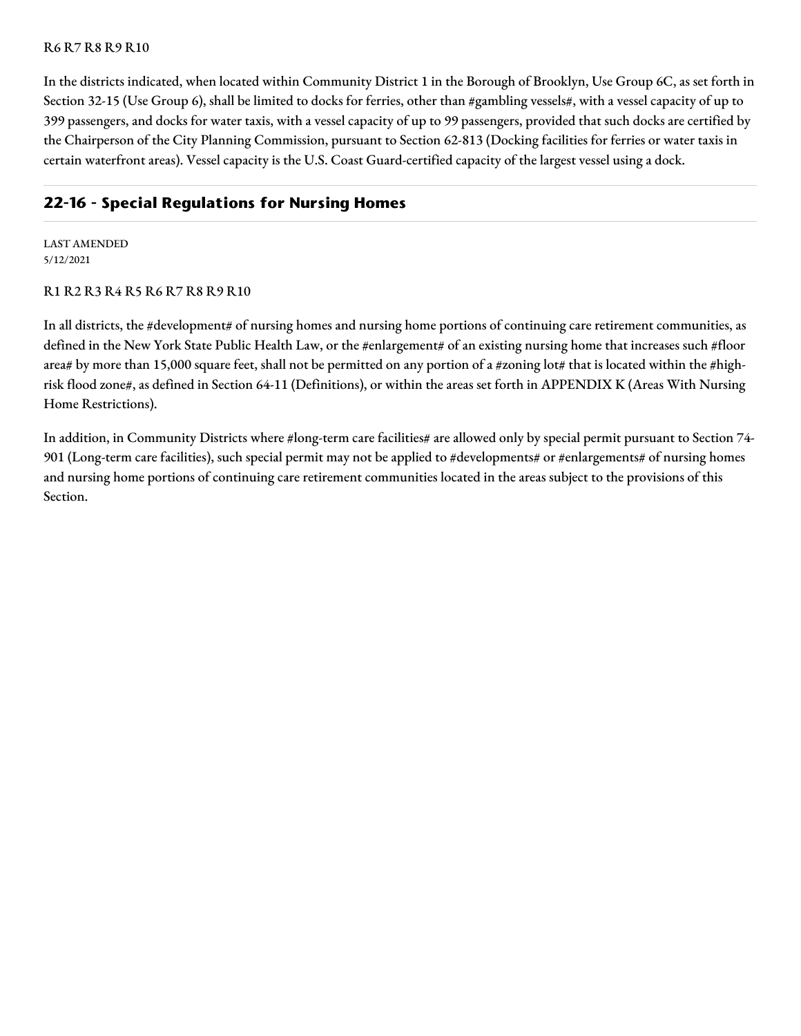R6 R7 R8 R9 R10

In the districts indicated, when located within Community District 1 in the Borough of Brooklyn, Use Group 6C, as set forth in Section 32-15 (Use Group 6), shall be limited to docks for ferries, other than #gambling vessels#, with a vessel capacity of up to 399 passengers, and docks for water taxis, with a vessel capacity of up to 99 passengers, provided that such docks are certified by the Chairperson of the City Planning Commission, pursuant to Section 62-813 (Docking facilities for ferries or water taxis in certain waterfront areas). Vessel capacity is the U.S. Coast Guard-certified capacity of the largest vessel using a dock.

## 22-16 - Special Regulations for Nursing Homes

LAST AMENDED
5/12/2021

R1 R2 R3 R4 R5 R6 R7 R8 R9 R10

In all districts, the #development# of nursing homes and nursing home portions of continuing care retirement communities, as defined in the New York State Public Health Law, or the #enlargement# of an existing nursing home that increases such #floor area# by more than 15,000 square feet, shall not be permitted on any portion of a #zoning lot# that is located within the #high-risk flood zone#, as defined in Section 64-11 (Definitions), or within the areas set forth in APPENDIX K (Areas With Nursing Home Restrictions).

In addition, in Community Districts where #long-term care facilities# are allowed only by special permit pursuant to Section 74-901 (Long-term care facilities), such special permit may not be applied to #developments# or #enlargements# of nursing homes and nursing home portions of continuing care retirement communities located in the areas subject to the provisions of this Section.